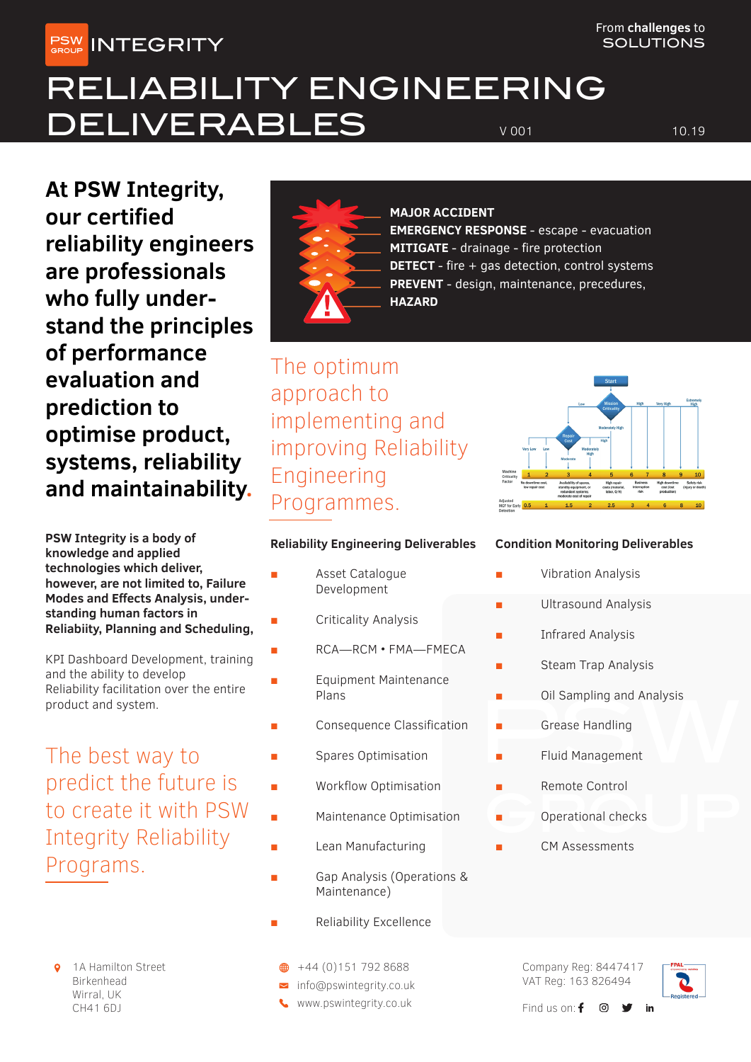PSW GROUP INTEGRITY

From **challenges** to SOLUTIONS

# RELIABILITY ENGINEERING DELIVERABLES

V 001 10.19

## At PSW Integrity, our certified reliability engineers are professionals who fully understand the principles of performance evaluation and prediction to optimise product, systems, reliability and maintainability.

**PSW Integrity is a body of knowledge and applied technologies which deliver, however, are not limited to, Failure Modes and Effects Analysis, understanding human factors in Reliabiity, Planning and Scheduling,**

KPI Dashboard Development, training and the ability to develop Reliability facilitation over the entire product and system.

The best way to predict the future is to create it with PSW Integrity Reliability Programs.

**MAJOR ACCIDENT**
**EMERGENCY RESPONSE** - escape - evacuation
**MITIGATE** - drainage - fire protection
**DETECT** - fire + gas detection, control systems
**PREVENT** - design, maintenance, precedures,
**HAZARD**

The optimum approach to implementing and improving Reliability Engineering Programmes.

### Reliability Engineering Deliverables

- Asset Catalogue Development
- Criticality Analysis
- RCA—RCM • FMA—FMECA
- Equipment Maintenance Plans
- Consequence Classification
- Spares Optimisation
- Workflow Optimisation
- Maintenance Optimisation
- Lean Manufacturing
- Gap Analysis (Operations & Maintenance)
- Reliability Excellence

### Condition Monitoring Deliverables

- Vibration Analysis
- Ultrasound Analysis
- Infrared Analysis
- Steam Trap Analysis
- Oil Sampling and Analysis
- Grease Handling
- Fluid Management
- Remote Control
- Operational checks
- CM Assessments

1A Hamilton Street
Birkenhead
Wirral, UK
CH41 6DJ

+44 (0)151 792 8688
info@pswintegrity.co.uk
www.pswintegrity.co.uk

Company Reg: 8447417
VAT Reg: 163 826494

Find us on: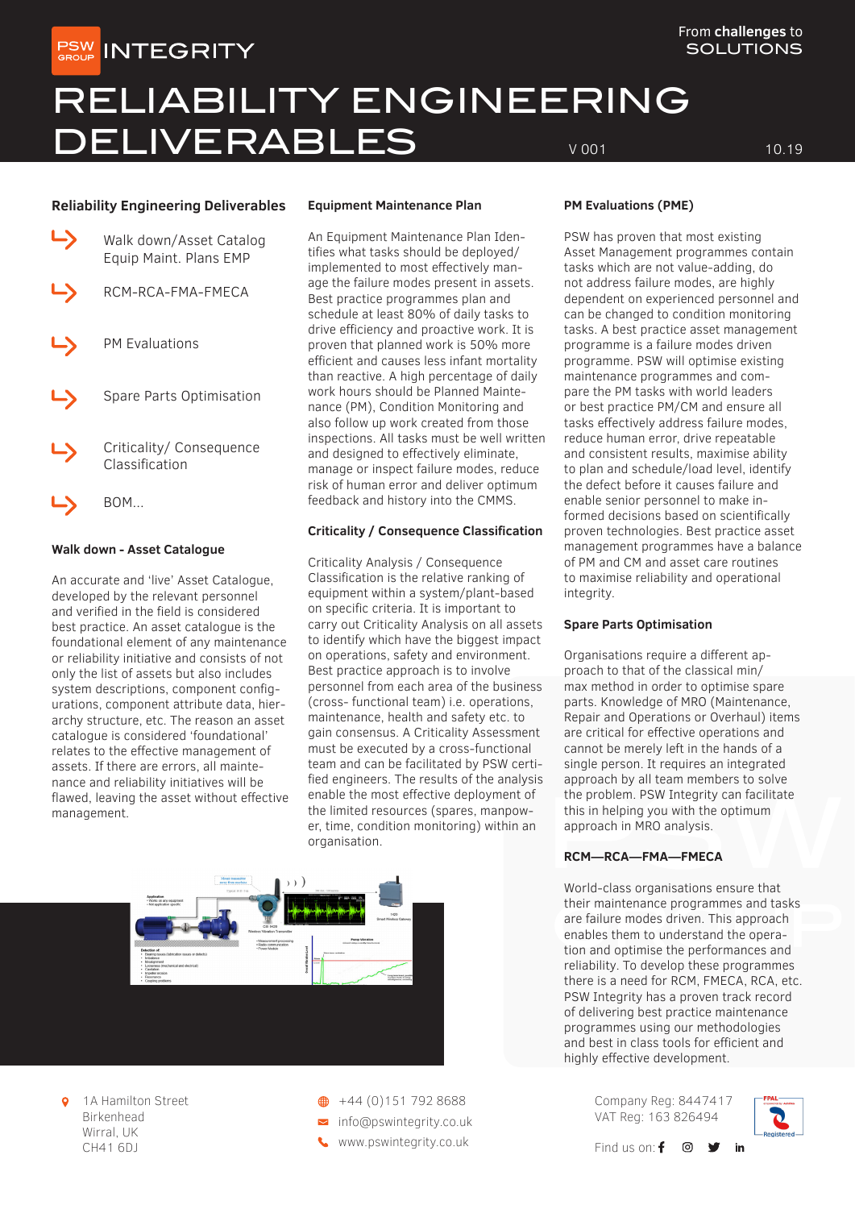# RELIABILITY ENGINEERING DELIVERABLES

V 001 10.19

## Reliability Engineering Deliverables

- Walk down/Asset Catalog Equip Maint. Plans EMP
- RCM-RCA-FMA-FMECA
- PM Evaluations
- Spare Parts Optimisation
- Criticality/ Consequence Classification
- BOM...

### Walk down - Asset Catalogue

An accurate and 'live' Asset Catalogue, developed by the relevant personnel and verified in the field is considered best practice. An asset catalogue is the foundational element of any maintenance or reliability initiative and consists of not only the list of assets but also includes system descriptions, component configurations, component attribute data, hierarchy structure, etc. The reason an asset catalogue is considered 'foundational' relates to the effective management of assets. If there are errors, all maintenance and reliability initiatives will be flawed, leaving the asset without effective management.

### Equipment Maintenance Plan

An Equipment Maintenance Plan Identifies what tasks should be deployed/implemented to most effectively manage the failure modes present in assets. Best practice programmes plan and schedule at least 80% of daily tasks to drive efficiency and proactive work. It is proven that planned work is 50% more efficient and causes less infant mortality than reactive. A high percentage of daily work hours should be Planned Maintenance (PM), Condition Monitoring and also follow up work created from those inspections. All tasks must be well written and designed to effectively eliminate, manage or inspect failure modes, reduce risk of human error and deliver optimum feedback and history into the CMMS.

### Criticality / Consequence Classification

Criticality Analysis / Consequence Classification is the relative ranking of equipment within a system/plant-based on specific criteria. It is important to carry out Criticality Analysis on all assets to identify which have the biggest impact on operations, safety and environment. Best practice approach is to involve personnel from each area of the business (cross- functional team) i.e. operations, maintenance, health and safety etc. to gain consensus. A Criticality Assessment must be executed by a cross-functional team and can be facilitated by PSW certified engineers. The results of the analysis enable the most effective deployment of the limited resources (spares, manpower, time, condition monitoring) within an organisation.

### PM Evaluations (PME)

PSW has proven that most existing Asset Management programmes contain tasks which are not value-adding, do not address failure modes, are highly dependent on experienced personnel and can be changed to condition monitoring tasks. A best practice asset management programme is a failure modes driven programme. PSW will optimise existing maintenance programmes and compare the PM tasks with world leaders or best practice PM/CM and ensure all tasks effectively address failure modes, reduce human error, drive repeatable and consistent results, maximise ability to plan and schedule/load level, identify the defect before it causes failure and enable senior personnel to make informed decisions based on scientifically proven technologies. Best practice asset management programmes have a balance of PM and CM and asset care routines to maximise reliability and operational integrity.

### Spare Parts Optimisation

Organisations require a different approach to that of the classical min/max method in order to optimise spare parts. Knowledge of MRO (Maintenance, Repair and Operations or Overhaul) items are critical for effective operations and cannot be merely left in the hands of a single person. It requires an integrated approach by all team members to solve the problem. PSW Integrity can facilitate this in helping you with the optimum approach in MRO analysis.

### RCM—RCA—FMA—FMECA

World-class organisations ensure that their maintenance programmes and tasks are failure modes driven. This approach enables them to understand the operation and optimise the performances and reliability. To develop these programmes there is a need for RCM, FMECA, RCA, etc. PSW Integrity has a proven track record of delivering best practice maintenance programmes using our methodologies and best in class tools for efficient and highly effective development.

1A Hamilton Street
Birkenhead
Wirral, UK
CH41 6DJ

+44 (0)151 792 8688
info@pswintegrity.co.uk
www.pswintegrity.co.uk

Company Reg: 8447417
VAT Reg: 163 826494

Find us on: